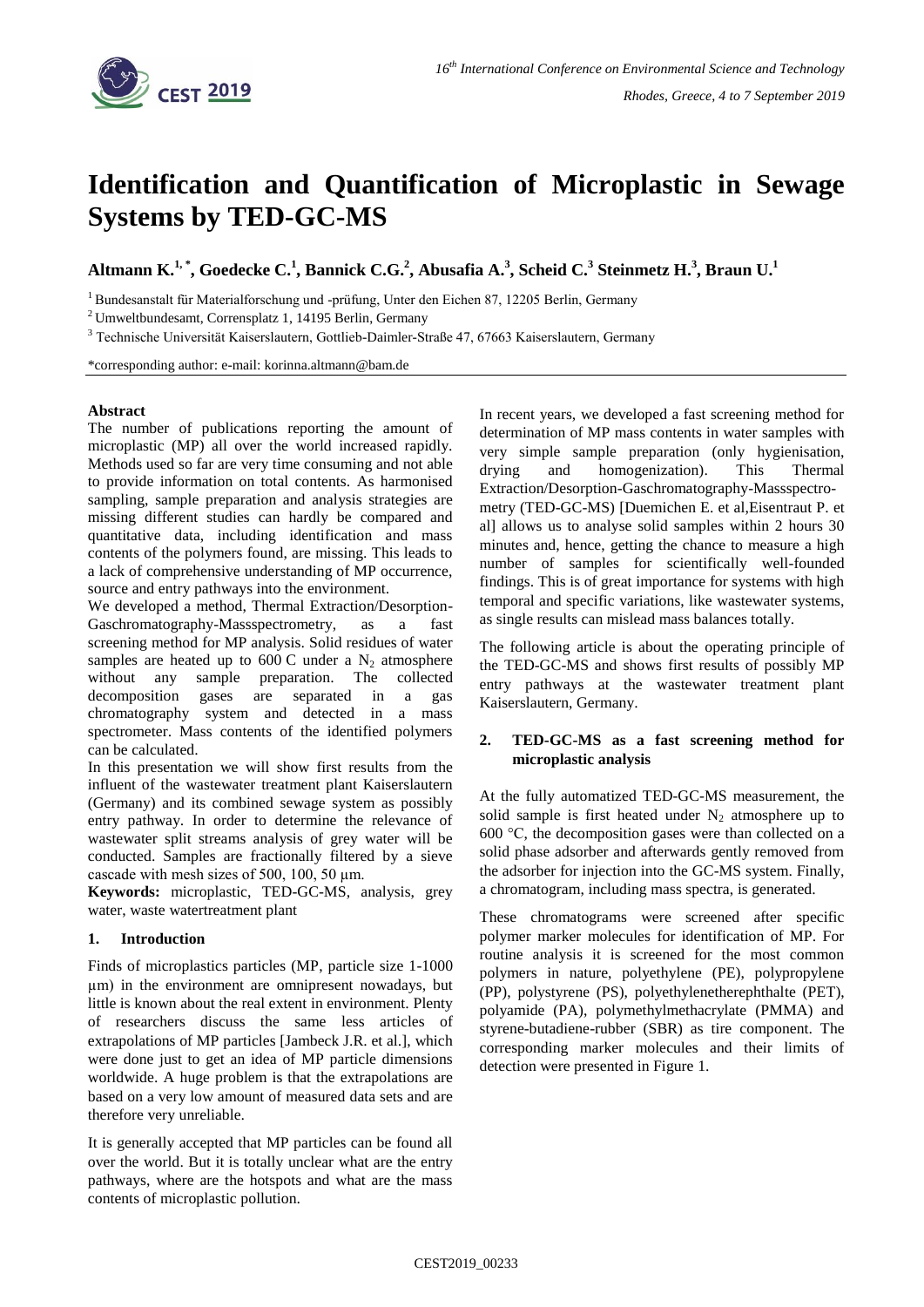# Identification and Quantification of Microplastic in Sewage Systems by TED-GC-MS

**Altmann K.[1,*], Goedecke C.[1], Bannick C.G.[2], Abusafia A.[3], Scheid C.[3] Steinmetz H.[3], Braun U.[1]**

[1] Bundesanstalt für Materialforschung und -prüfung, Unter den Eichen 87, 12205 Berlin, Germany

[2] Umweltbundesamt, Corrensplatz 1, 14195 Berlin, Germany

[3] Technische Universität Kaiserslautern, Gottlieb-Daimler-Straße 47, 67663 Kaiserslautern, Germany

*corresponding author: e-mail: korinna.altmann@bam.de

**Abstract**

The number of publications reporting the amount of microplastic (MP) all over the world increased rapidly. Methods used so far are very time consuming and not able to provide information on total contents. As harmonised sampling, sample preparation and analysis strategies are missing different studies can hardly be compared and quantitative data, including identification and mass contents of the polymers found, are missing. This leads to a lack of comprehensive understanding of MP occurrence, source and entry pathways into the environment.

We developed a method, Thermal Extraction/Desorption-Gaschromatography-Massspectrometry, as a fast screening method for MP analysis. Solid residues of water samples are heated up to 600 C under a $N_2$ atmosphere without any sample preparation. The collected decomposition gases are separated in a gas chromatography system and detected in a mass spectrometer. Mass contents of the identified polymers can be calculated.

In this presentation we will show first results from the influent of the wastewater treatment plant Kaiserslautern (Germany) and its combined sewage system as possibly entry pathway. In order to determine the relevance of wastewater split streams analysis of grey water will be conducted. Samples are fractionally filtered by a sieve cascade with mesh sizes of 500, 100, 50 µm.

**Keywords:** microplastic, TED-GC-MS, analysis, grey water, waste watertreatment plant

## 1. Introduction

Finds of microplastics particles (MP, particle size 1-1000 µm) in the environment are omnipresent nowadays, but little is known about the real extent in environment. Plenty of researchers discuss the same less articles of extrapolations of MP particles [Jambeck J.R. et al.], which were done just to get an idea of MP particle dimensions worldwide. A huge problem is that the extrapolations are based on a very low amount of measured data sets and are therefore very unreliable.

It is generally accepted that MP particles can be found all over the world. But it is totally unclear what are the entry pathways, where are the hotspots and what are the mass contents of microplastic pollution.

In recent years, we developed a fast screening method for determination of MP mass contents in water samples with very simple sample preparation (only hygienisation, drying and homogenization). This Thermal Extraction/Desorption-Gaschromatography-Massspectrometry (TED-GC-MS) [Duemichen E. et al,Eisentraut P. et al] allows us to analyse solid samples within 2 hours 30 minutes and, hence, getting the chance to measure a high number of samples for scientifically well-founded findings. This is of great importance for systems with high temporal and specific variations, like wastewater systems, as single results can mislead mass balances totally.

The following article is about the operating principle of the TED-GC-MS and shows first results of possibly MP entry pathways at the wastewater treatment plant Kaiserslautern, Germany.

## 2. TED-GC-MS as a fast screening method for microplastic analysis

At the fully automatized TED-GC-MS measurement, the solid sample is first heated under $N_2$ atmosphere up to 600 °C, the decomposition gases were than collected on a solid phase adsorber and afterwards gently removed from the adsorber for injection into the GC-MS system. Finally, a chromatogram, including mass spectra, is generated.

These chromatograms were screened after specific polymer marker molecules for identification of MP. For routine analysis it is screened for the most common polymers in nature, polyethylene (PE), polypropylene (PP), polystyrene (PS), polyethylenetherephthalte (PET), polyamide (PA), polymethylmethacrylate (PMMA) and styrene-butadiene-rubber (SBR) as tire component. The corresponding marker molecules and their limits of detection were presented in Figure 1.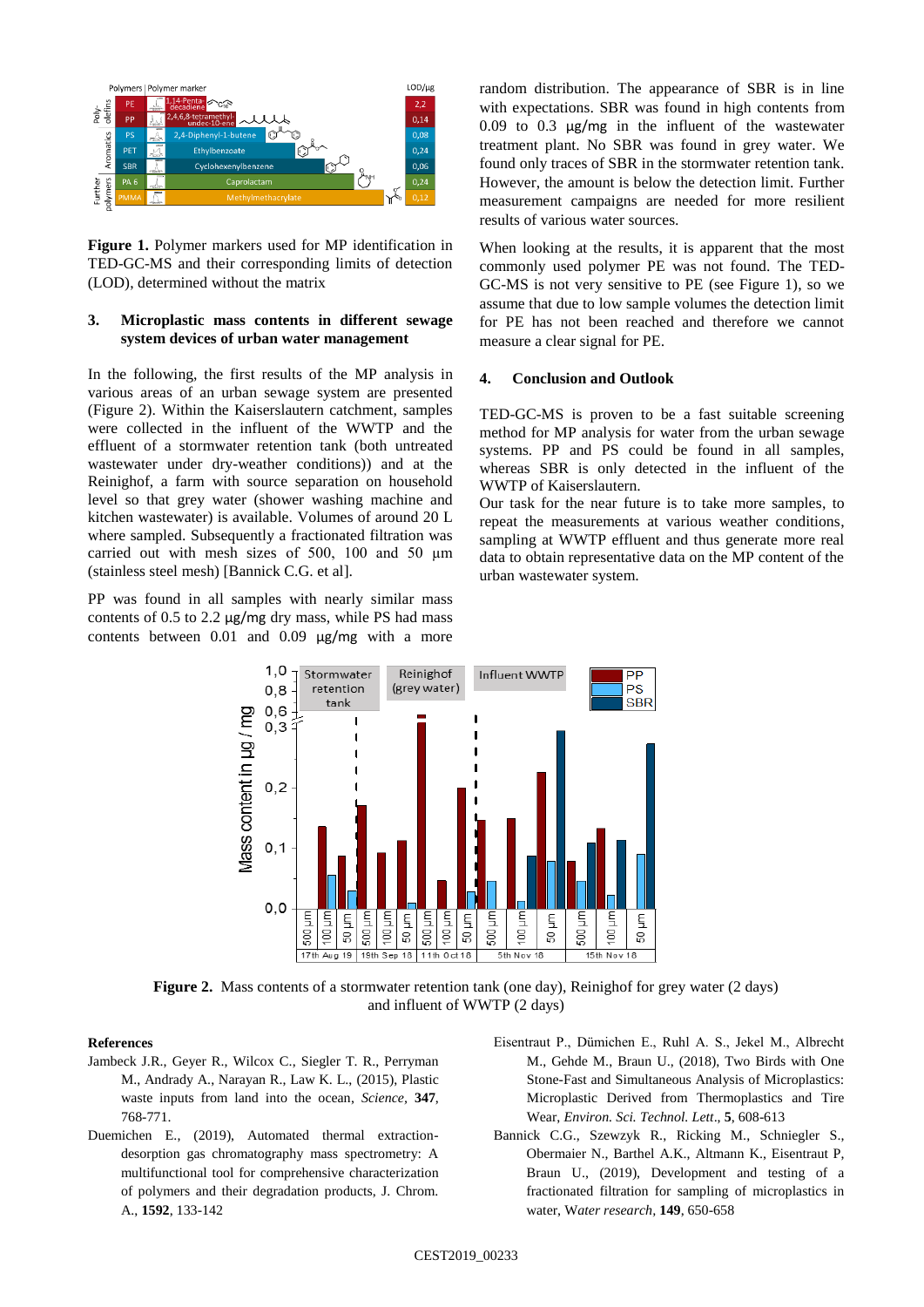Polymers | Polymer marker | LOD/µg

Poly-olefins: PE — 1,14-Pentadecadiene — 2,2; PP — 2,4,6,8-tetramethyl-undec-10-ene — 0,14

Aromatics: PS — 2,4-Diphenyl-1-butene — 0,08; PET — Ethylbenzoate — 0,24; SBR — Cyclohexenylbenzene — 0,06

Further polymers: PA 6 — Caprolactam — 0,24; PMMA — Methylmethacrylate — 0,12

**Figure 1.** Polymer markers used for MP identification in TED-GC-MS and their corresponding limits of detection (LOD), determined without the matrix

## 3. Microplastic mass contents in different sewage system devices of urban water management

In the following, the first results of the MP analysis in various areas of an urban sewage system are presented (Figure 2). Within the Kaiserslautern catchment, samples were collected in the influent of the WWTP and the effluent of a stormwater retention tank (both untreated wastewater under dry-weather conditions)) and at the Reinighof, a farm with source separation on household level so that grey water (shower washing machine and kitchen wastewater) is available. Volumes of around 20 L where sampled. Subsequently a fractionated filtration was carried out with mesh sizes of 500, 100 and 50 µm (stainless steel mesh) [Bannick C.G. et al].

PP was found in all samples with nearly similar mass contents of 0.5 to 2.2 µg/mg dry mass, while PS had mass contents between 0.01 and 0.09 µg/mg with a more random distribution. The appearance of SBR is in line with expectations. SBR was found in high contents from 0.09 to 0.3 µg/mg in the influent of the wastewater treatment plant. No SBR was found in grey water. We found only traces of SBR in the stormwater retention tank. However, the amount is below the detection limit. Further measurement campaigns are needed for more resilient results of various water sources.

When looking at the results, it is apparent that the most commonly used polymer PE was not found. The TED-GC-MS is not very sensitive to PE (see Figure 1), so we assume that due to low sample volumes the detection limit for PE has not been reached and therefore we cannot measure a clear signal for PE.

## 4. Conclusion and Outlook

TED-GC-MS is proven to be a fast suitable screening method for MP analysis for water from the urban sewage systems. PP and PS could be found in all samples, whereas SBR is only detected in the influent of the WWTP of Kaiserslautern.

Our task for the near future is to take more samples, to repeat the measurements at various weather conditions, sampling at WWTP effluent and thus generate more real data to obtain representative data on the MP content of the urban wastewater system.

Mass content in µg / mg

1,0
0,8
0,6
0,3
0,2
0,1
0,0

Stormwater retention tank
Reinighof (grey water)
Influent WWTP

PP
PS
SBR

500 µm
100 µm
50 µm
500 µm
100 µm
50 µm
500 µm
100 µm
50 µm
500 µm
100 µm
50 µm
500 µm
100 µm
50 µm

17th Aug 19
19th Sep 18
11th Oct 18
5th Nov 18
15th Nov 18

**Figure 2.** Mass contents of a stormwater retention tank (one day), Reinighof for grey water (2 days) and influent of WWTP (2 days)

### References

Jambeck J.R., Geyer R., Wilcox C., Siegler T. R., Perryman M., Andrady A., Narayan R., Law K. L., (2015), Plastic waste inputs from land into the ocean, *Science*, **347**, 768-771.

Duemichen E., (2019), Automated thermal extraction-desorption gas chromatography mass spectrometry: A multifunctional tool for comprehensive characterization of polymers and their degradation products, J. Chrom. A., **1592**, 133-142

Eisentraut P., Dümichen E., Ruhl A. S., Jekel M., Albrecht M., Gehde M., Braun U., (2018), Two Birds with One Stone-Fast and Simultaneous Analysis of Microplastics: Microplastic Derived from Thermoplastics and Tire Wear, *Environ. Sci. Technol. Lett*., **5**, 608-613

Bannick C.G., Szewzyk R., Ricking M., Schniegler S., Obermaier N., Barthel A.K., Altmann K., Eisentraut P, Braun U., (2019), Development and testing of a fractionated filtration for sampling of microplastics in water, *Water research*, **149**, 650-658